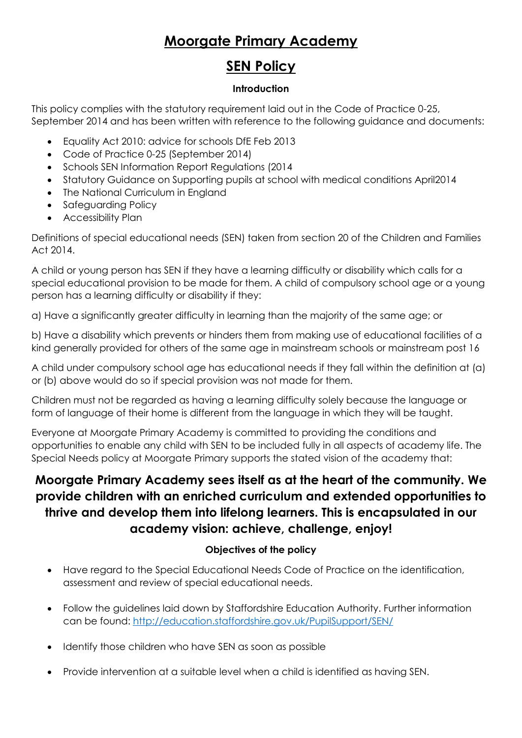# Moorgate Primary Academy

## SEN Policy

### Introduction

This policy complies with the statutory requirement laid out in the Code of Practice 0-25, September 2014 and has been written with reference to the following guidance and documents:

- Equality Act 2010: advice for schools DfE Feb 2013
- Code of Practice 0-25 (September 2014)
- Schools SEN Information Report Regulations (2014
- Statutory Guidance on Supporting pupils at school with medical conditions April2014
- The National Curriculum in England
- Safeguarding Policy
- Accessibility Plan

Definitions of special educational needs (SEN) taken from section 20 of the Children and Families Act 2014.

A child or young person has SEN if they have a learning difficulty or disability which calls for a special educational provision to be made for them. A child of compulsory school age or a young person has a learning difficulty or disability if they:

a) Have a significantly greater difficulty in learning than the majority of the same age; or

b) Have a disability which prevents or hinders them from making use of educational facilities of a kind generally provided for others of the same age in mainstream schools or mainstream post 16

A child under compulsory school age has educational needs if they fall within the definition at (a) or (b) above would do so if special provision was not made for them.

Children must not be regarded as having a learning difficulty solely because the language or form of language of their home is different from the language in which they will be taught.

Everyone at Moorgate Primary Academy is committed to providing the conditions and opportunities to enable any child with SEN to be included fully in all aspects of academy life. The Special Needs policy at Moorgate Primary supports the stated vision of the academy that:

**Moorgate Primary Academy sees itself as at the heart of the community. We provide children with an enriched curriculum and extended opportunities to thrive and develop them into lifelong learners. This is encapsulated in our academy vision: achieve, challenge, enjoy!**

### Objectives of the policy

- Have regard to the Special Educational Needs Code of Practice on the identification, assessment and review of special educational needs.
- Follow the guidelines laid down by Staffordshire Education Authority. Further information can be found: http://education.staffordshire.gov.uk/PupilSupport/SEN/
- Identify those children who have SEN as soon as possible
- Provide intervention at a suitable level when a child is identified as having SEN.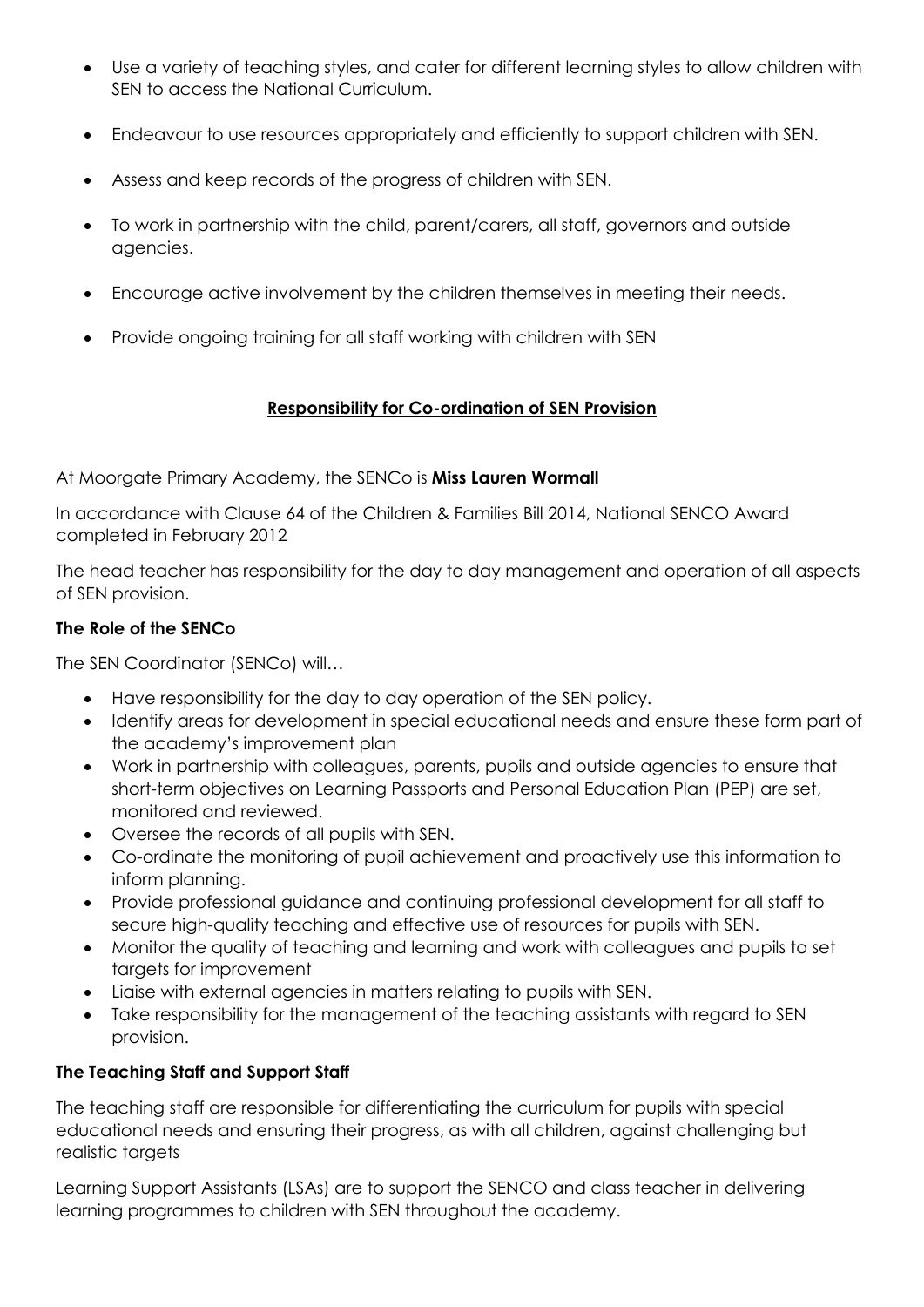- Use a variety of teaching styles, and cater for different learning styles to allow children with SEN to access the National Curriculum.

- Endeavour to use resources appropriately and efficiently to support children with SEN.

- Assess and keep records of the progress of children with SEN.

- To work in partnership with the child, parent/carers, all staff, governors and outside agencies.

- Encourage active involvement by the children themselves in meeting their needs.

- Provide ongoing training for all staff working with children with SEN

## Responsibility for Co-ordination of SEN Provision

At Moorgate Primary Academy, the SENCo is **Miss Lauren Wormall**

In accordance with Clause 64 of the Children & Families Bill 2014, National SENCO Award completed in February 2012

The head teacher has responsibility for the day to day management and operation of all aspects of SEN provision.

### The Role of the SENCo

The SEN Coordinator (SENCo) will…

- Have responsibility for the day to day operation of the SEN policy.
- Identify areas for development in special educational needs and ensure these form part of the academy's improvement plan
- Work in partnership with colleagues, parents, pupils and outside agencies to ensure that short-term objectives on Learning Passports and Personal Education Plan (PEP) are set, monitored and reviewed.
- Oversee the records of all pupils with SEN.
- Co-ordinate the monitoring of pupil achievement and proactively use this information to inform planning.
- Provide professional guidance and continuing professional development for all staff to secure high-quality teaching and effective use of resources for pupils with SEN.
- Monitor the quality of teaching and learning and work with colleagues and pupils to set targets for improvement
- Liaise with external agencies in matters relating to pupils with SEN.
- Take responsibility for the management of the teaching assistants with regard to SEN provision.

### The Teaching Staff and Support Staff

The teaching staff are responsible for differentiating the curriculum for pupils with special educational needs and ensuring their progress, as with all children, against challenging but realistic targets

Learning Support Assistants (LSAs) are to support the SENCO and class teacher in delivering learning programmes to children with SEN throughout the academy.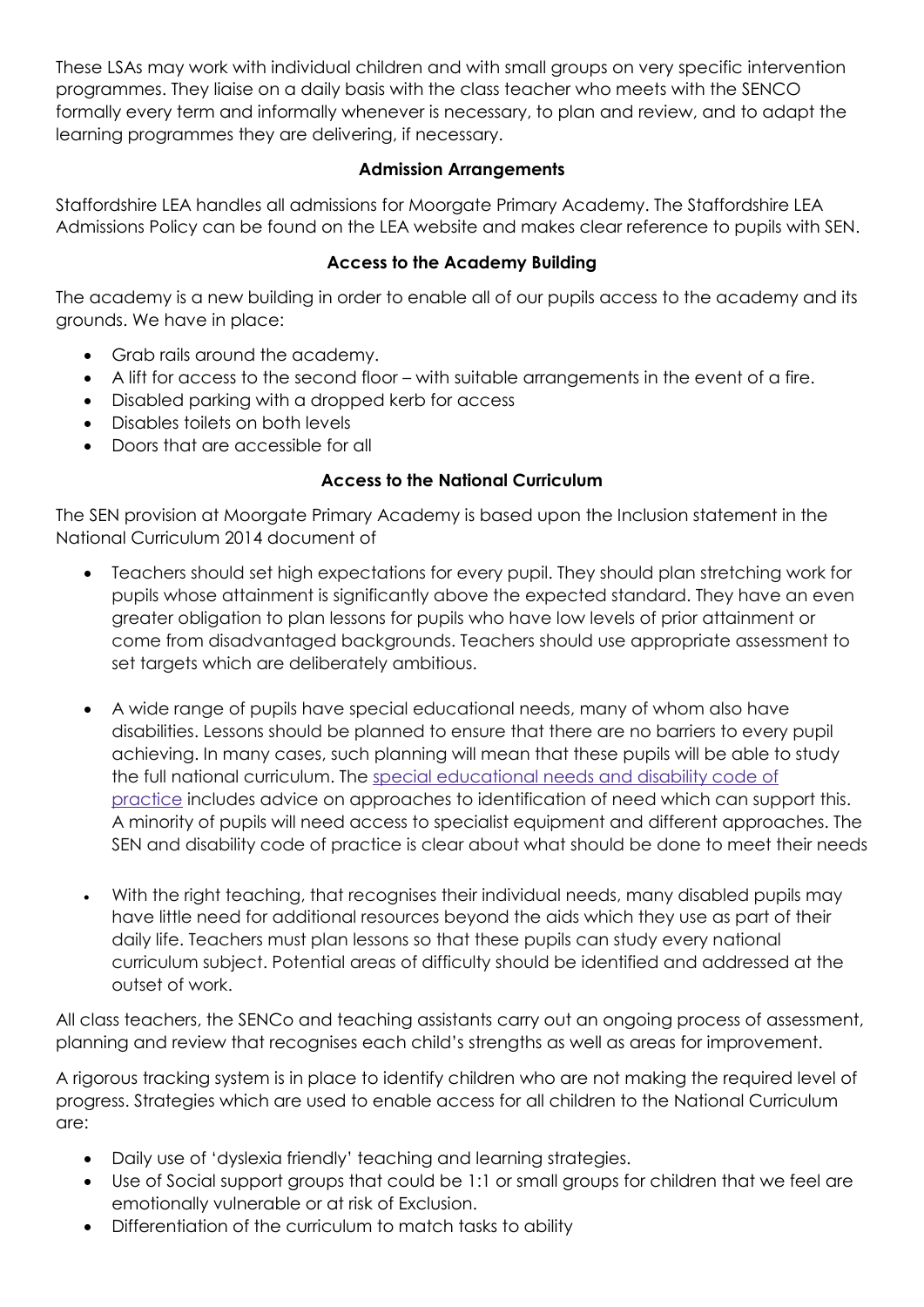These LSAs may work with individual children and with small groups on very specific intervention programmes. They liaise on a daily basis with the class teacher who meets with the SENCO formally every term and informally whenever is necessary, to plan and review, and to adapt the learning programmes they are delivering, if necessary.

### Admission Arrangements

Staffordshire LEA handles all admissions for Moorgate Primary Academy. The Staffordshire LEA Admissions Policy can be found on the LEA website and makes clear reference to pupils with SEN.

### Access to the Academy Building

The academy is a new building in order to enable all of our pupils access to the academy and its grounds. We have in place:

- Grab rails around the academy.
- A lift for access to the second floor – with suitable arrangements in the event of a fire.
- Disabled parking with a dropped kerb for access
- Disables toilets on both levels
- Doors that are accessible for all

### Access to the National Curriculum

The SEN provision at Moorgate Primary Academy is based upon the Inclusion statement in the National Curriculum 2014 document of

- Teachers should set high expectations for every pupil. They should plan stretching work for pupils whose attainment is significantly above the expected standard. They have an even greater obligation to plan lessons for pupils who have low levels of prior attainment or come from disadvantaged backgrounds. Teachers should use appropriate assessment to set targets which are deliberately ambitious.

- A wide range of pupils have special educational needs, many of whom also have disabilities. Lessons should be planned to ensure that there are no barriers to every pupil achieving. In many cases, such planning will mean that these pupils will be able to study the full national curriculum. The special educational needs and disability code of practice includes advice on approaches to identification of need which can support this. A minority of pupils will need access to specialist equipment and different approaches. The SEN and disability code of practice is clear about what should be done to meet their needs

- With the right teaching, that recognises their individual needs, many disabled pupils may have little need for additional resources beyond the aids which they use as part of their daily life. Teachers must plan lessons so that these pupils can study every national curriculum subject. Potential areas of difficulty should be identified and addressed at the outset of work.

All class teachers, the SENCo and teaching assistants carry out an ongoing process of assessment, planning and review that recognises each child's strengths as well as areas for improvement.

A rigorous tracking system is in place to identify children who are not making the required level of progress. Strategies which are used to enable access for all children to the National Curriculum are:

- Daily use of 'dyslexia friendly' teaching and learning strategies.
- Use of Social support groups that could be 1:1 or small groups for children that we feel are emotionally vulnerable or at risk of Exclusion.
- Differentiation of the curriculum to match tasks to ability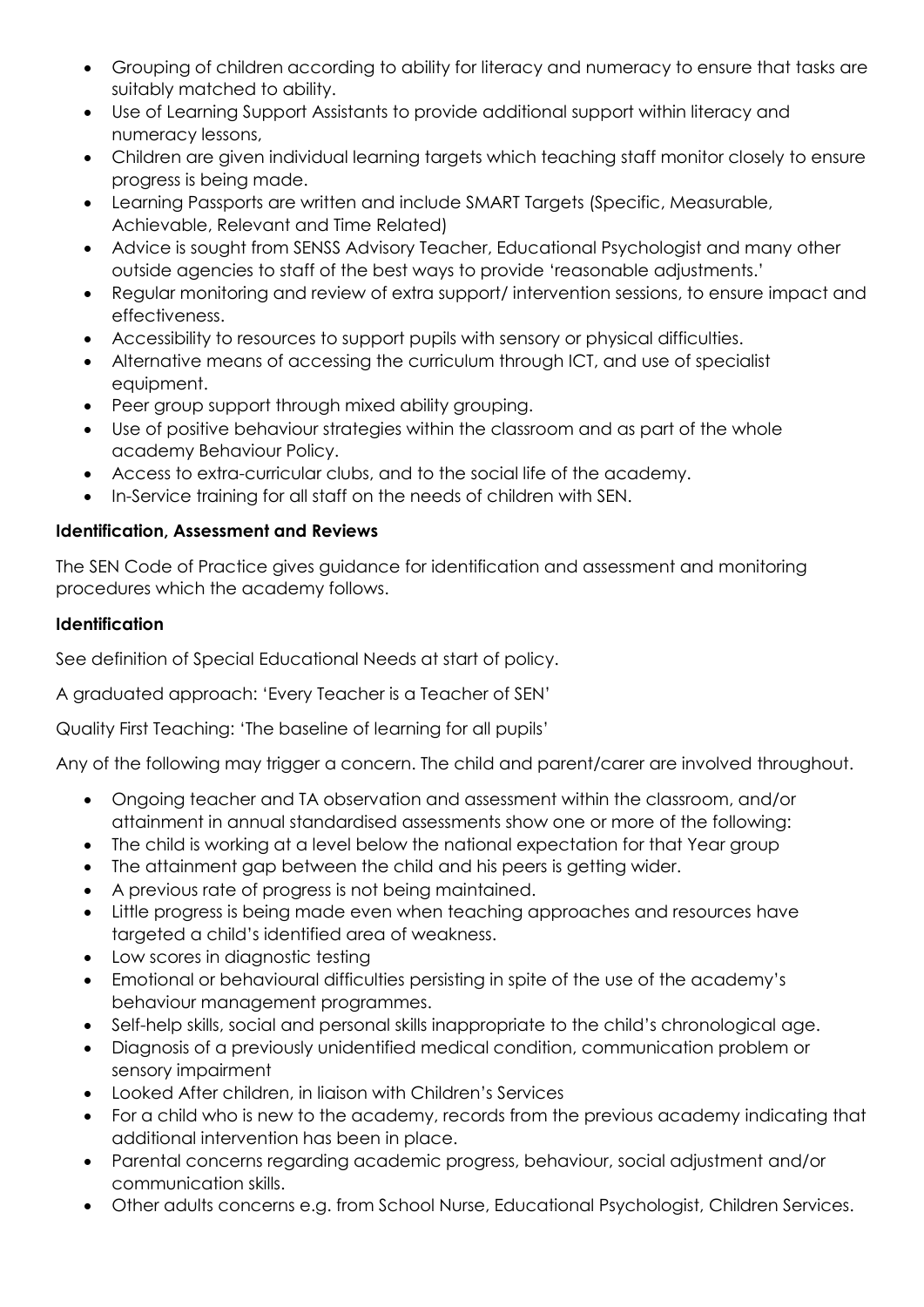- Grouping of children according to ability for literacy and numeracy to ensure that tasks are suitably matched to ability.
- Use of Learning Support Assistants to provide additional support within literacy and numeracy lessons,
- Children are given individual learning targets which teaching staff monitor closely to ensure progress is being made.
- Learning Passports are written and include SMART Targets (Specific, Measurable, Achievable, Relevant and Time Related)
- Advice is sought from SENSS Advisory Teacher, Educational Psychologist and many other outside agencies to staff of the best ways to provide 'reasonable adjustments.'
- Regular monitoring and review of extra support/ intervention sessions, to ensure impact and effectiveness.
- Accessibility to resources to support pupils with sensory or physical difficulties.
- Alternative means of accessing the curriculum through ICT, and use of specialist equipment.
- Peer group support through mixed ability grouping.
- Use of positive behaviour strategies within the classroom and as part of the whole academy Behaviour Policy.
- Access to extra-curricular clubs, and to the social life of the academy.
- In-Service training for all staff on the needs of children with SEN.

**Identification, Assessment and Reviews**

The SEN Code of Practice gives guidance for identification and assessment and monitoring procedures which the academy follows.

**Identification**

See definition of Special Educational Needs at start of policy.

A graduated approach: 'Every Teacher is a Teacher of SEN'

Quality First Teaching: 'The baseline of learning for all pupils'

Any of the following may trigger a concern. The child and parent/carer are involved throughout.

- Ongoing teacher and TA observation and assessment within the classroom, and/or attainment in annual standardised assessments show one or more of the following:
- The child is working at a level below the national expectation for that Year group
- The attainment gap between the child and his peers is getting wider.
- A previous rate of progress is not being maintained.
- Little progress is being made even when teaching approaches and resources have targeted a child's identified area of weakness.
- Low scores in diagnostic testing
- Emotional or behavioural difficulties persisting in spite of the use of the academy's behaviour management programmes.
- Self-help skills, social and personal skills inappropriate to the child's chronological age.
- Diagnosis of a previously unidentified medical condition, communication problem or sensory impairment
- Looked After children, in liaison with Children's Services
- For a child who is new to the academy, records from the previous academy indicating that additional intervention has been in place.
- Parental concerns regarding academic progress, behaviour, social adjustment and/or communication skills.
- Other adults concerns e.g. from School Nurse, Educational Psychologist, Children Services.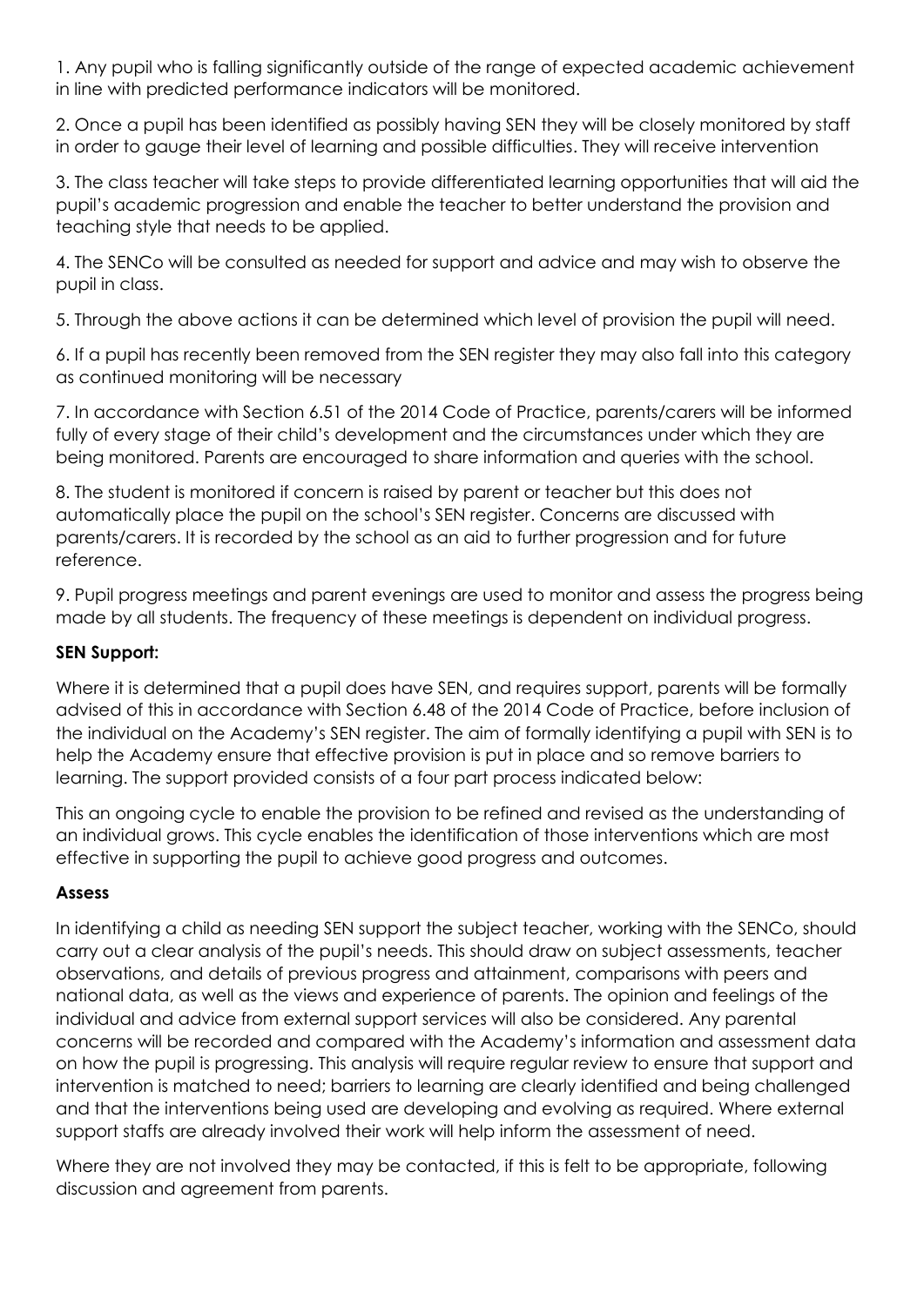1. Any pupil who is falling significantly outside of the range of expected academic achievement in line with predicted performance indicators will be monitored.

2. Once a pupil has been identified as possibly having SEN they will be closely monitored by staff in order to gauge their level of learning and possible difficulties. They will receive intervention

3. The class teacher will take steps to provide differentiated learning opportunities that will aid the pupil's academic progression and enable the teacher to better understand the provision and teaching style that needs to be applied.

4. The SENCo will be consulted as needed for support and advice and may wish to observe the pupil in class.

5. Through the above actions it can be determined which level of provision the pupil will need.

6. If a pupil has recently been removed from the SEN register they may also fall into this category as continued monitoring will be necessary

7. In accordance with Section 6.51 of the 2014 Code of Practice, parents/carers will be informed fully of every stage of their child's development and the circumstances under which they are being monitored. Parents are encouraged to share information and queries with the school.

8. The student is monitored if concern is raised by parent or teacher but this does not automatically place the pupil on the school's SEN register. Concerns are discussed with parents/carers. It is recorded by the school as an aid to further progression and for future reference.

9. Pupil progress meetings and parent evenings are used to monitor and assess the progress being made by all students. The frequency of these meetings is dependent on individual progress.

**SEN Support:**

Where it is determined that a pupil does have SEN, and requires support, parents will be formally advised of this in accordance with Section 6.48 of the 2014 Code of Practice, before inclusion of the individual on the Academy's SEN register. The aim of formally identifying a pupil with SEN is to help the Academy ensure that effective provision is put in place and so remove barriers to learning. The support provided consists of a four part process indicated below:

This an ongoing cycle to enable the provision to be refined and revised as the understanding of an individual grows. This cycle enables the identification of those interventions which are most effective in supporting the pupil to achieve good progress and outcomes.

**Assess**

In identifying a child as needing SEN support the subject teacher, working with the SENCo, should carry out a clear analysis of the pupil's needs. This should draw on subject assessments, teacher observations, and details of previous progress and attainment, comparisons with peers and national data, as well as the views and experience of parents. The opinion and feelings of the individual and advice from external support services will also be considered. Any parental concerns will be recorded and compared with the Academy's information and assessment data on how the pupil is progressing. This analysis will require regular review to ensure that support and intervention is matched to need; barriers to learning are clearly identified and being challenged and that the interventions being used are developing and evolving as required. Where external support staffs are already involved their work will help inform the assessment of need.

Where they are not involved they may be contacted, if this is felt to be appropriate, following discussion and agreement from parents.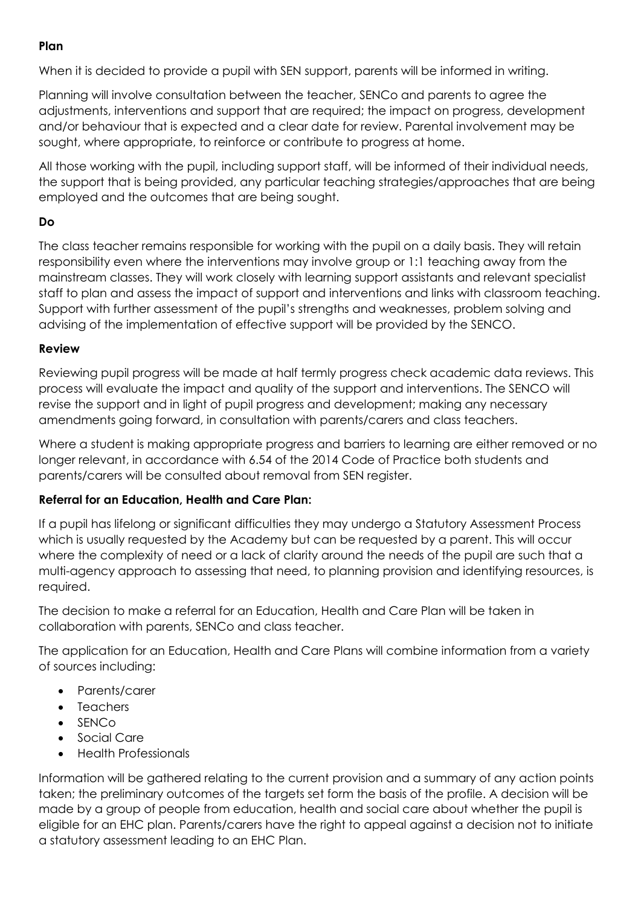**Plan**

When it is decided to provide a pupil with SEN support, parents will be informed in writing.

Planning will involve consultation between the teacher, SENCo and parents to agree the adjustments, interventions and support that are required; the impact on progress, development and/or behaviour that is expected and a clear date for review. Parental involvement may be sought, where appropriate, to reinforce or contribute to progress at home.

All those working with the pupil, including support staff, will be informed of their individual needs, the support that is being provided, any particular teaching strategies/approaches that are being employed and the outcomes that are being sought.

**Do**

The class teacher remains responsible for working with the pupil on a daily basis. They will retain responsibility even where the interventions may involve group or 1:1 teaching away from the mainstream classes. They will work closely with learning support assistants and relevant specialist staff to plan and assess the impact of support and interventions and links with classroom teaching. Support with further assessment of the pupil's strengths and weaknesses, problem solving and advising of the implementation of effective support will be provided by the SENCO.

**Review**

Reviewing pupil progress will be made at half termly progress check academic data reviews. This process will evaluate the impact and quality of the support and interventions. The SENCO will revise the support and in light of pupil progress and development; making any necessary amendments going forward, in consultation with parents/carers and class teachers.

Where a student is making appropriate progress and barriers to learning are either removed or no longer relevant, in accordance with 6.54 of the 2014 Code of Practice both students and parents/carers will be consulted about removal from SEN register.

**Referral for an Education, Health and Care Plan:**

If a pupil has lifelong or significant difficulties they may undergo a Statutory Assessment Process which is usually requested by the Academy but can be requested by a parent. This will occur where the complexity of need or a lack of clarity around the needs of the pupil are such that a multi-agency approach to assessing that need, to planning provision and identifying resources, is required.

The decision to make a referral for an Education, Health and Care Plan will be taken in collaboration with parents, SENCo and class teacher.

The application for an Education, Health and Care Plans will combine information from a variety of sources including:

- Parents/carer
- Teachers
- SENCo
- Social Care
- Health Professionals

Information will be gathered relating to the current provision and a summary of any action points taken; the preliminary outcomes of the targets set form the basis of the profile. A decision will be made by a group of people from education, health and social care about whether the pupil is eligible for an EHC plan. Parents/carers have the right to appeal against a decision not to initiate a statutory assessment leading to an EHC Plan.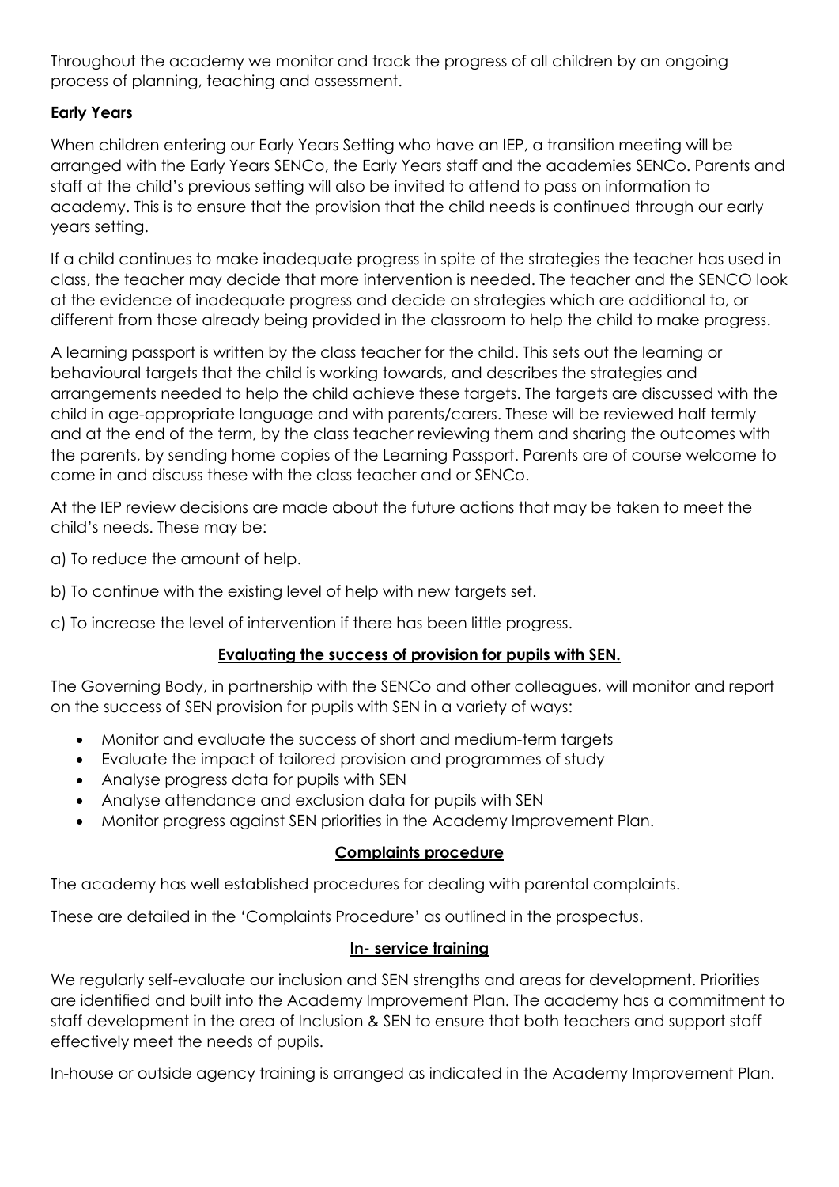Throughout the academy we monitor and track the progress of all children by an ongoing process of planning, teaching and assessment.

**Early Years**

When children entering our Early Years Setting who have an IEP, a transition meeting will be arranged with the Early Years SENCo, the Early Years staff and the academies SENCo. Parents and staff at the child's previous setting will also be invited to attend to pass on information to academy. This is to ensure that the provision that the child needs is continued through our early years setting.

If a child continues to make inadequate progress in spite of the strategies the teacher has used in class, the teacher may decide that more intervention is needed. The teacher and the SENCO look at the evidence of inadequate progress and decide on strategies which are additional to, or different from those already being provided in the classroom to help the child to make progress.

A learning passport is written by the class teacher for the child. This sets out the learning or behavioural targets that the child is working towards, and describes the strategies and arrangements needed to help the child achieve these targets. The targets are discussed with the child in age-appropriate language and with parents/carers. These will be reviewed half termly and at the end of the term, by the class teacher reviewing them and sharing the outcomes with the parents, by sending home copies of the Learning Passport. Parents are of course welcome to come in and discuss these with the class teacher and or SENCo.

At the IEP review decisions are made about the future actions that may be taken to meet the child's needs. These may be:

a) To reduce the amount of help.

b) To continue with the existing level of help with new targets set.

c) To increase the level of intervention if there has been little progress.

## Evaluating the success of provision for pupils with SEN.

The Governing Body, in partnership with the SENCo and other colleagues, will monitor and report on the success of SEN provision for pupils with SEN in a variety of ways:

- Monitor and evaluate the success of short and medium-term targets
- Evaluate the impact of tailored provision and programmes of study
- Analyse progress data for pupils with SEN
- Analyse attendance and exclusion data for pupils with SEN
- Monitor progress against SEN priorities in the Academy Improvement Plan.

## Complaints procedure

The academy has well established procedures for dealing with parental complaints.

These are detailed in the 'Complaints Procedure' as outlined in the prospectus.

## In- service training

We regularly self-evaluate our inclusion and SEN strengths and areas for development. Priorities are identified and built into the Academy Improvement Plan. The academy has a commitment to staff development in the area of Inclusion & SEN to ensure that both teachers and support staff effectively meet the needs of pupils.

In-house or outside agency training is arranged as indicated in the Academy Improvement Plan.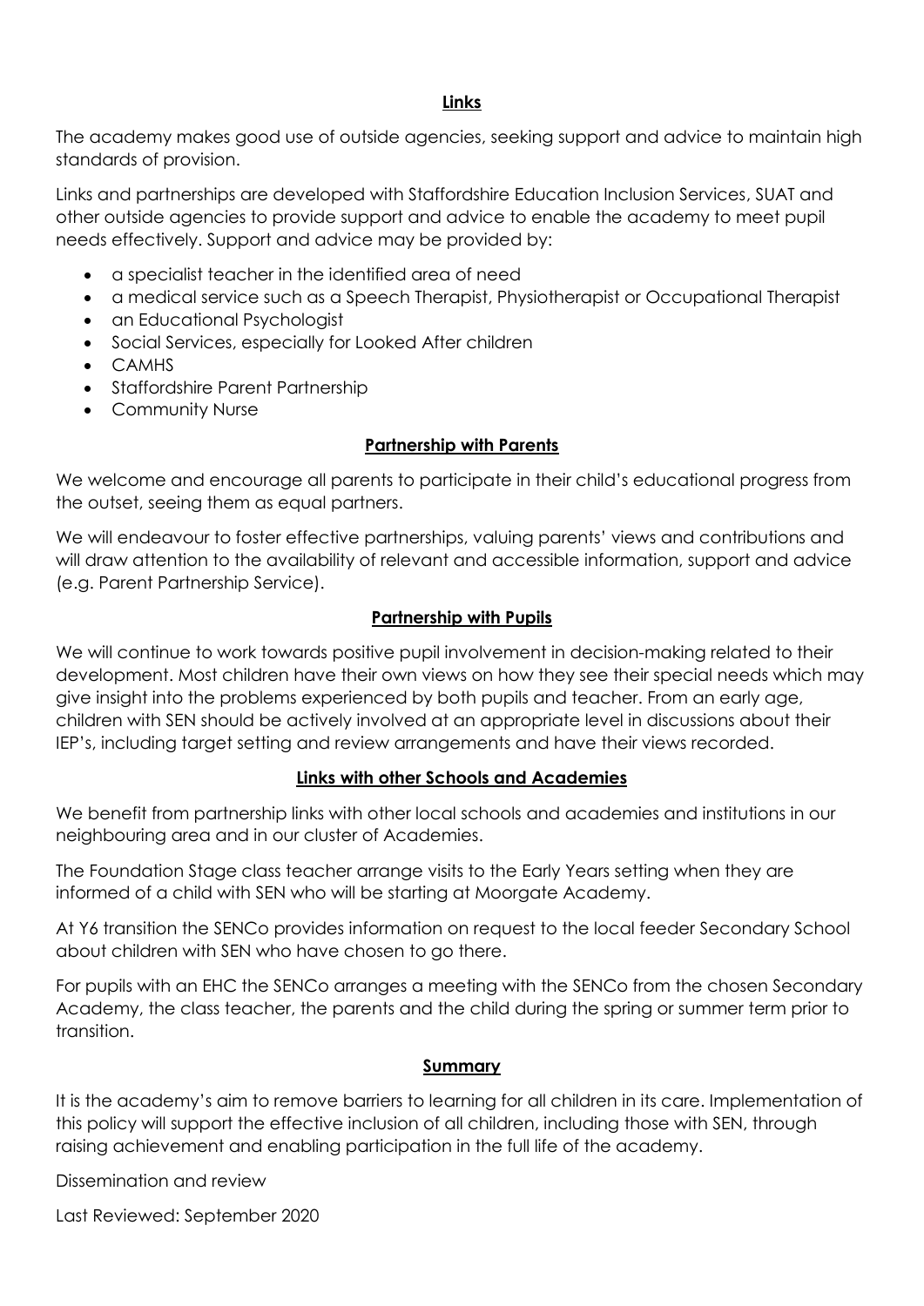## Links

The academy makes good use of outside agencies, seeking support and advice to maintain high standards of provision.

Links and partnerships are developed with Staffordshire Education Inclusion Services, SUAT and other outside agencies to provide support and advice to enable the academy to meet pupil needs effectively. Support and advice may be provided by:

- a specialist teacher in the identified area of need
- a medical service such as a Speech Therapist, Physiotherapist or Occupational Therapist
- an Educational Psychologist
- Social Services, especially for Looked After children
- CAMHS
- Staffordshire Parent Partnership
- Community Nurse

## Partnership with Parents

We welcome and encourage all parents to participate in their child's educational progress from the outset, seeing them as equal partners.

We will endeavour to foster effective partnerships, valuing parents' views and contributions and will draw attention to the availability of relevant and accessible information, support and advice (e.g. Parent Partnership Service).

## Partnership with Pupils

We will continue to work towards positive pupil involvement in decision-making related to their development. Most children have their own views on how they see their special needs which may give insight into the problems experienced by both pupils and teacher. From an early age, children with SEN should be actively involved at an appropriate level in discussions about their IEP's, including target setting and review arrangements and have their views recorded.

## Links with other Schools and Academies

We benefit from partnership links with other local schools and academies and institutions in our neighbouring area and in our cluster of Academies.

The Foundation Stage class teacher arrange visits to the Early Years setting when they are informed of a child with SEN who will be starting at Moorgate Academy.

At Y6 transition the SENCo provides information on request to the local feeder Secondary School about children with SEN who have chosen to go there.

For pupils with an EHC the SENCo arranges a meeting with the SENCo from the chosen Secondary Academy, the class teacher, the parents and the child during the spring or summer term prior to transition.

## Summary

It is the academy's aim to remove barriers to learning for all children in its care. Implementation of this policy will support the effective inclusion of all children, including those with SEN, through raising achievement and enabling participation in the full life of the academy.

Dissemination and review

Last Reviewed: September 2020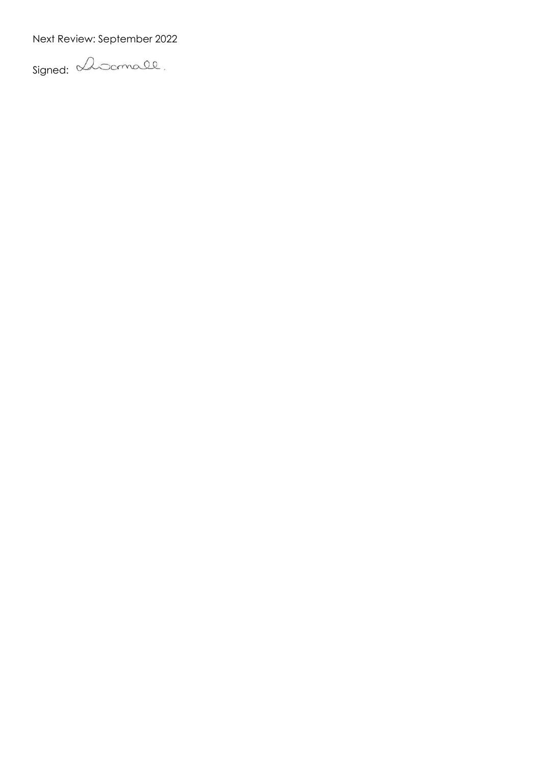Next Review: September 2022

Signed: Dwornall.